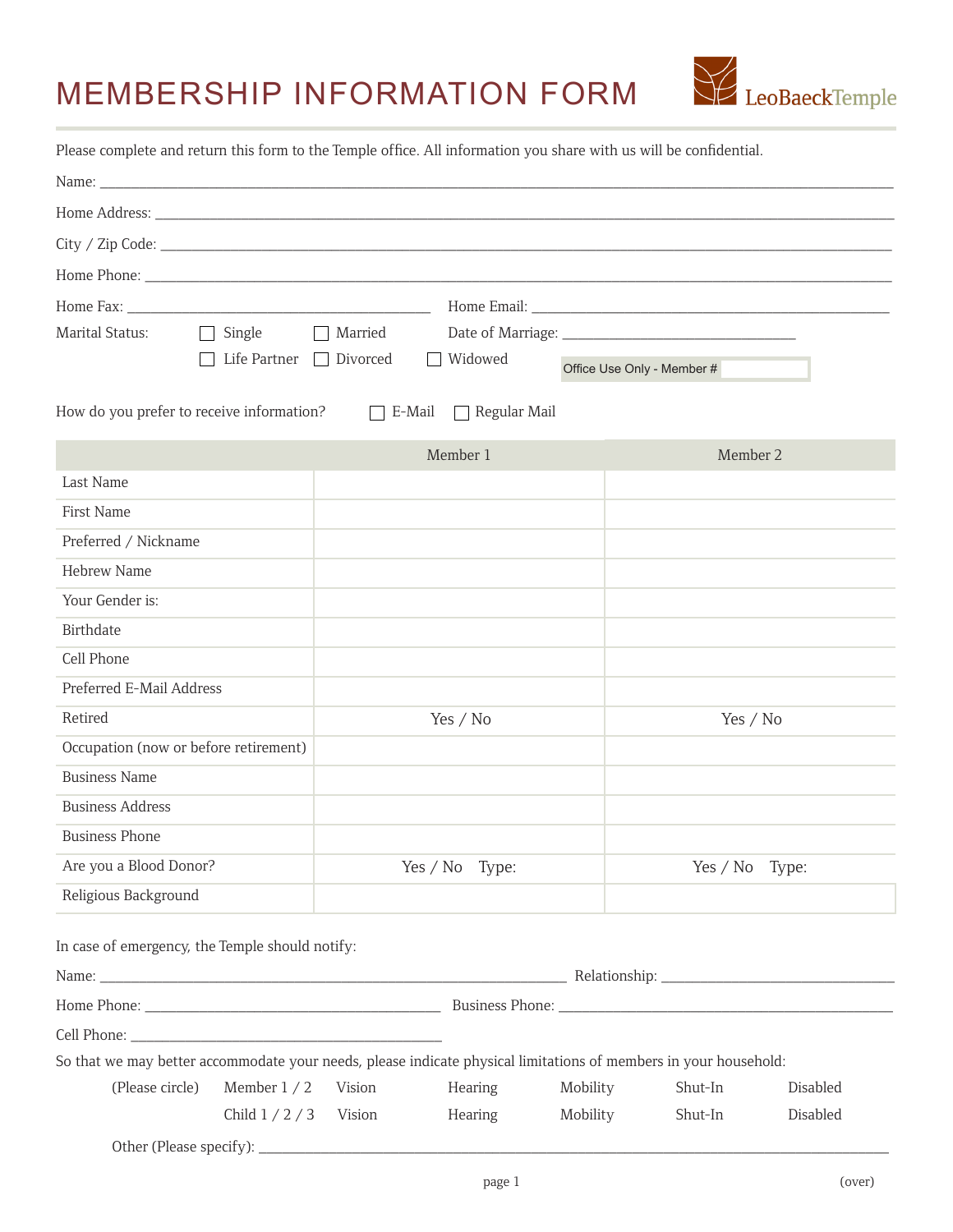# MEMBERSHIP INFORMATION FORM

LeoBaeckTemple

Please complete and return this form to the Temple office. All information you share with us will be confidential.

Name: ___________________________________________________________________________

Home Address: ____________________________________________________________________

City / Zip Code: ___________________________________________________________________

Home Phone: ______________________________________________________________________

Home Fax: ______________________________ Home Email: ______________________________

Marital Status: ☐ Single ☐ Married Date of Marriage: _________________________

☐ Life Partner ☐ Divorced ☐ Widowed

Office Use Only - Member #

How do you prefer to receive information? ☐ E-Mail ☐ Regular Mail

| | Member 1 | Member 2 |
|---|---|---|
| Last Name | | |
| First Name | | |
| Preferred / Nickname | | |
| Hebrew Name | | |
| Your Gender is: | | |
| Birthdate | | |
| Cell Phone | | |
| Preferred E-Mail Address | | |
| Retired | Yes / No | Yes / No |
| Occupation (now or before retirement) | | |
| Business Name | | |
| Business Address | | |
| Business Phone | | |
| Are you a Blood Donor? | Yes / No Type: | Yes / No Type: |
| Religious Background | | |

In case of emergency, the Temple should notify:

Name: ____________________________________________ Relationship: ______________________

Home Phone: ____________________________ Business Phone: ______________________________

Cell Phone: _____________________________

So that we may better accommodate your needs, please indicate physical limitations of members in your household:

(Please circle) Member 1 / 2 Vision Hearing Mobility Shut-In Disabled

Child 1 / 2 / 3 Vision Hearing Mobility Shut-In Disabled

Other (Please specify): ______________________________________________________________

(over)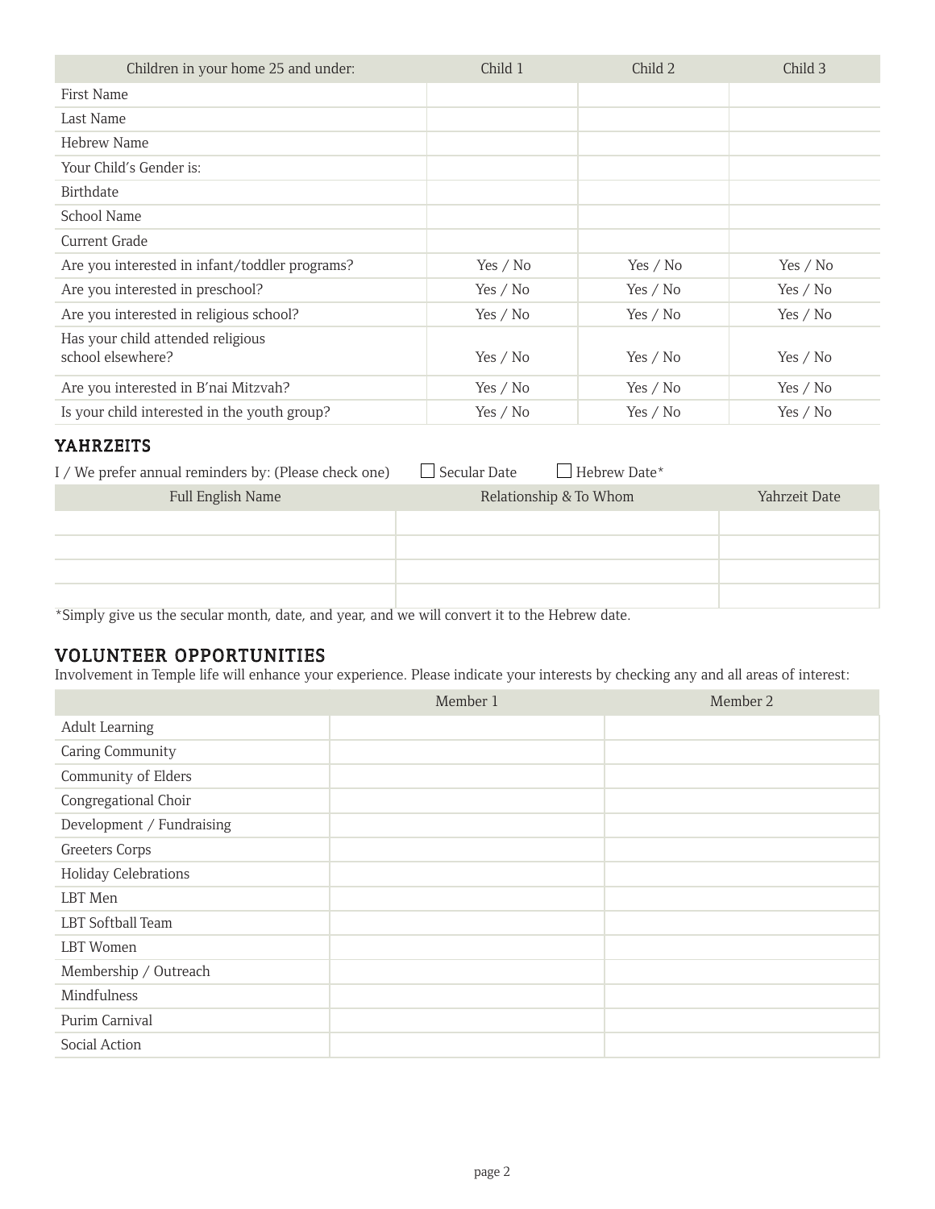| Children in your home 25 and under: | Child 1 | Child 2 | Child 3 |
|---|---|---|---|
| First Name | | | |
| Last Name | | | |
| Hebrew Name | | | |
| Your Child's Gender is: | | | |
| Birthdate | | | |
| School Name | | | |
| Current Grade | | | |
| Are you interested in infant/toddler programs? | Yes / No | Yes / No | Yes / No |
| Are you interested in preschool? | Yes / No | Yes / No | Yes / No |
| Are you interested in religious school? | Yes / No | Yes / No | Yes / No |
| Has your child attended religious school elsewhere? | Yes / No | Yes / No | Yes / No |
| Are you interested in B'nai Mitzvah? | Yes / No | Yes / No | Yes / No |
| Is your child interested in the youth group? | Yes / No | Yes / No | Yes / No |

## YAHRZEITS

I / We prefer annual reminders by: (Please check one) ☐ Secular Date ☐ Hebrew Date*

| Full English Name | Relationship & To Whom | Yahrzeit Date |
|---|---|---|
| | | |
| | | |
| | | |
| | | |

*Simply give us the secular month, date, and year, and we will convert it to the Hebrew date.

## VOLUNTEER OPPORTUNITIES

Involvement in Temple life will enhance your experience. Please indicate your interests by checking any and all areas of interest:

| | Member 1 | Member 2 |
|---|---|---|
| Adult Learning | | |
| Caring Community | | |
| Community of Elders | | |
| Congregational Choir | | |
| Development / Fundraising | | |
| Greeters Corps | | |
| Holiday Celebrations | | |
| LBT Men | | |
| LBT Softball Team | | |
| LBT Women | | |
| Membership / Outreach | | |
| Mindfulness | | |
| Purim Carnival | | |
| Social Action | | |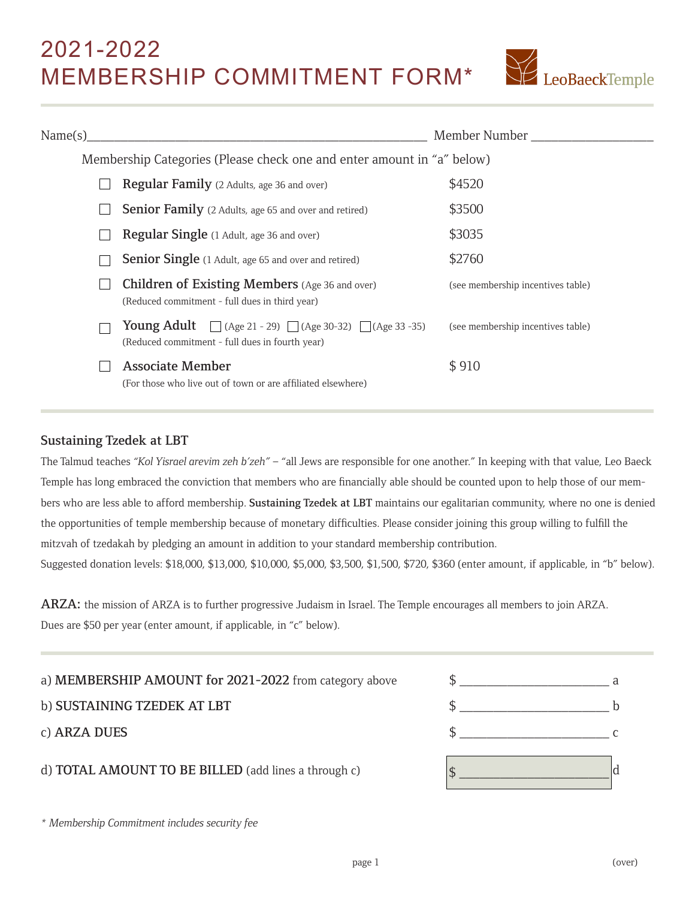# 2021-2022 MEMBERSHIP COMMITMENT FORM*

LeoBaeckTemple

Name(s)_______________________________________________ Member Number ________________

Membership Categories (Please check one and enter amount in "a" below)

| | Category | Amount |
|---|---|---|
| ☐ | **Regular Family** (2 Adults, age 36 and over) | $4520 |
| ☐ | **Senior Family** (2 Adults, age 65 and over and retired) | $3500 |
| ☐ | **Regular Single** (1 Adult, age 36 and over) | $3035 |
| ☐ | **Senior Single** (1 Adult, age 65 and over and retired) | $2760 |
| ☐ | **Children of Existing Members** (Age 36 and over) (Reduced commitment - full dues in third year) | (see membership incentives table) |
| ☐ | **Young Adult** ☐ (Age 21 - 29) ☐ (Age 30-32) ☐ (Age 33 -35) (Reduced commitment - full dues in fourth year) | (see membership incentives table) |
| ☐ | **Associate Member** (For those who live out of town or are affiliated elsewhere) | $ 910 |

## Sustaining Tzedek at LBT

The Talmud teaches *"Kol Yisrael arevim zeh b'zeh"* – "all Jews are responsible for one another." In keeping with that value, Leo Baeck Temple has long embraced the conviction that members who are financially able should be counted upon to help those of our members who are less able to afford membership. **Sustaining Tzedek at LBT** maintains our egalitarian community, where no one is denied the opportunities of temple membership because of monetary difficulties. Please consider joining this group willing to fulfill the mitzvah of tzedakah by pledging an amount in addition to your standard membership contribution.

Suggested donation levels: $18,000, $13,000, $10,000, $5,000, $3,500, $1,500, $720, $360 (enter amount, if applicable, in "b" below).

**ARZA:** the mission of ARZA is to further progressive Judaism in Israel. The Temple encourages all members to join ARZA. Dues are $50 per year (enter amount, if applicable, in "c" below).

a) **MEMBERSHIP AMOUNT for 2021-2022** from category above $ ____________________ a

b) **SUSTAINING TZEDEK AT LBT** $ ____________________ b

c) **ARZA DUES** $ ____________________ c

d) **TOTAL AMOUNT TO BE BILLED** (add lines a through c) $ ____________________ d

*\* Membership Commitment includes security fee*

(over)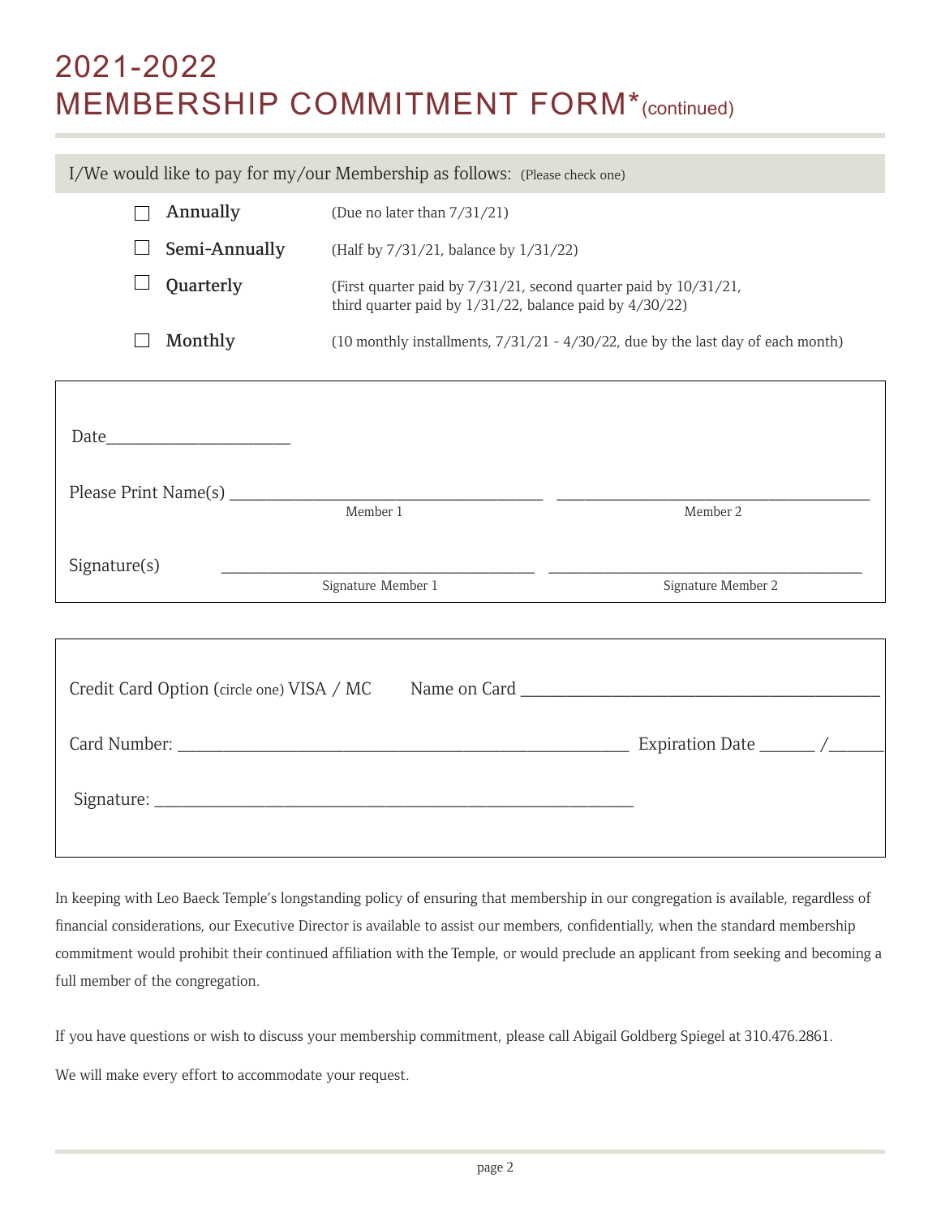# 2021-2022 MEMBERSHIP COMMITMENT FORM* (continued)

I/We would like to pay for my/our Membership as follows: (Please check one)

- ☐ **Annually** (Due no later than 7/31/21)
- ☐ **Semi-Annually** (Half by 7/31/21, balance by 1/31/22)
- ☐ **Quarterly** (First quarter paid by 7/31/21, second quarter paid by 10/31/21, third quarter paid by 1/31/22, balance paid by 4/30/22)
- ☐ **Monthly** (10 monthly installments, 7/31/21 - 4/30/22, due by the last day of each month)

Date_____________________

Please Print Name(s) ____________________________________ ____________________________________
Member 1 Member 2

Signature(s) ____________________________________ ____________________________________
Signature Member 1 Signature Member 2

Credit Card Option (circle one) VISA / MC Name on Card ________________________________________

Card Number: ____________________________________________________ Expiration Date ______ /______

Signature: _______________________________________________________

In keeping with Leo Baeck Temple's longstanding policy of ensuring that membership in our congregation is available, regardless of financial considerations, our Executive Director is available to assist our members, confidentially, when the standard membership commitment would prohibit their continued affiliation with the Temple, or would preclude an applicant from seeking and becoming a full member of the congregation.

If you have questions or wish to discuss your membership commitment, please call Abigail Goldberg Spiegel at 310.476.2861.

We will make every effort to accommodate your request.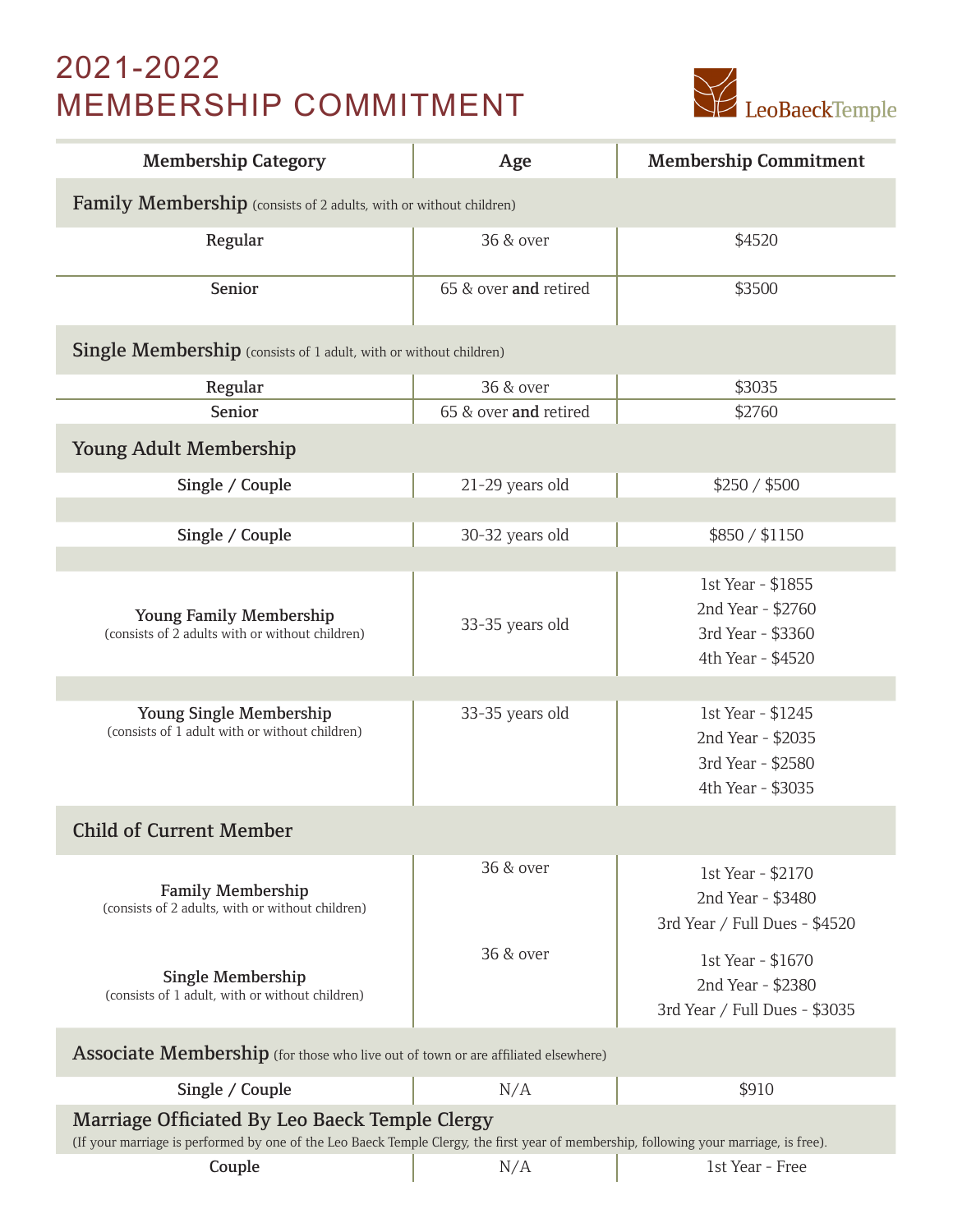# 2021-2022 MEMBERSHIP COMMITMENT

LeoBaeckTemple

| Membership Category | Age | Membership Commitment |
|---|---|---|
| **Family Membership** (consists of 2 adults, with or without children) | | |
| Regular | 36 & over | $4520 |
| Senior | 65 & over **and** retired | $3500 |
| **Single Membership** (consists of 1 adult, with or without children) | | |
| Regular | 36 & over | $3035 |
| Senior | 65 & over **and** retired | $2760 |
| **Young Adult Membership** | | |
| Single / Couple | 21-29 years old | $250 / $500 |
| Single / Couple | 30-32 years old | $850 / $1150 |
| Young Family Membership (consists of 2 adults with or without children) | 33-35 years old | 1st Year - $1855<br>2nd Year - $2760<br>3rd Year - $3360<br>4th Year - $4520 |
| Young Single Membership (consists of 1 adult with or without children) | 33-35 years old | 1st Year - $1245<br>2nd Year - $2035<br>3rd Year - $2580<br>4th Year - $3035 |
| **Child of Current Member** | | |
| Family Membership (consists of 2 adults, with or without children) | 36 & over | 1st Year - $2170<br>2nd Year - $3480<br>3rd Year / Full Dues - $4520 |
| Single Membership (consists of 1 adult, with or without children) | 36 & over | 1st Year - $1670<br>2nd Year - $2380<br>3rd Year / Full Dues - $3035 |
| **Associate Membership** (for those who live out of town or are affiliated elsewhere) | | |
| Single / Couple | N/A | $910 |
| **Marriage Officiated By Leo Baeck Temple Clergy** (If your marriage is performed by one of the Leo Baeck Temple Clergy, the first year of membership, following your marriage, is free). | | |
| Couple | N/A | 1st Year - Free |